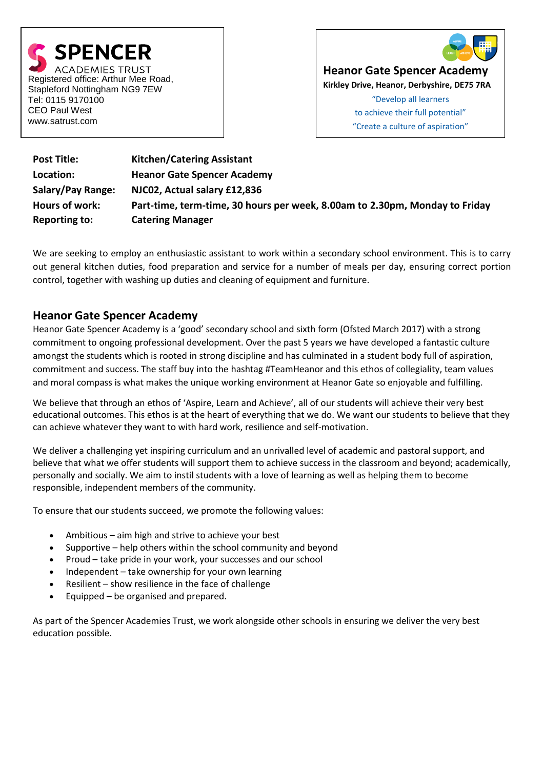**SPENCER**
ACADEMIES TRUST
Registered office: Arthur Mee Road,
Stapleford Nottingham NG9 7EW
Tel: 0115 9170100
CEO Paul West
www.satrust.com

**Heanor Gate Spencer Academy**
**Kirkley Drive, Heanor, Derbyshire, DE75 7RA**
"Develop all learners
to achieve their full potential"
"Create a culture of aspiration"

| | |
|---|---|
| **Post Title:** | **Kitchen/Catering Assistant** |
| **Location:** | **Heanor Gate Spencer Academy** |
| **Salary/Pay Range:** | **NJC02, Actual salary £12,836** |
| **Hours of work:** | **Part-time, term-time, 30 hours per week, 8.00am to 2.30pm, Monday to Friday** |
| **Reporting to:** | **Catering Manager** |

We are seeking to employ an enthusiastic assistant to work within a secondary school environment. This is to carry out general kitchen duties, food preparation and service for a number of meals per day, ensuring correct portion control, together with washing up duties and cleaning of equipment and furniture.

## Heanor Gate Spencer Academy

Heanor Gate Spencer Academy is a 'good' secondary school and sixth form (Ofsted March 2017) with a strong commitment to ongoing professional development. Over the past 5 years we have developed a fantastic culture amongst the students which is rooted in strong discipline and has culminated in a student body full of aspiration, commitment and success. The staff buy into the hashtag #TeamHeanor and this ethos of collegiality, team values and moral compass is what makes the unique working environment at Heanor Gate so enjoyable and fulfilling.

We believe that through an ethos of 'Aspire, Learn and Achieve', all of our students will achieve their very best educational outcomes. This ethos is at the heart of everything that we do. We want our students to believe that they can achieve whatever they want to with hard work, resilience and self-motivation.

We deliver a challenging yet inspiring curriculum and an unrivalled level of academic and pastoral support, and believe that what we offer students will support them to achieve success in the classroom and beyond; academically, personally and socially. We aim to instil students with a love of learning as well as helping them to become responsible, independent members of the community.

To ensure that our students succeed, we promote the following values:

- Ambitious – aim high and strive to achieve your best
- Supportive – help others within the school community and beyond
- Proud – take pride in your work, your successes and our school
- Independent – take ownership for your own learning
- Resilient – show resilience in the face of challenge
- Equipped – be organised and prepared.

As part of the Spencer Academies Trust, we work alongside other schools in ensuring we deliver the very best education possible.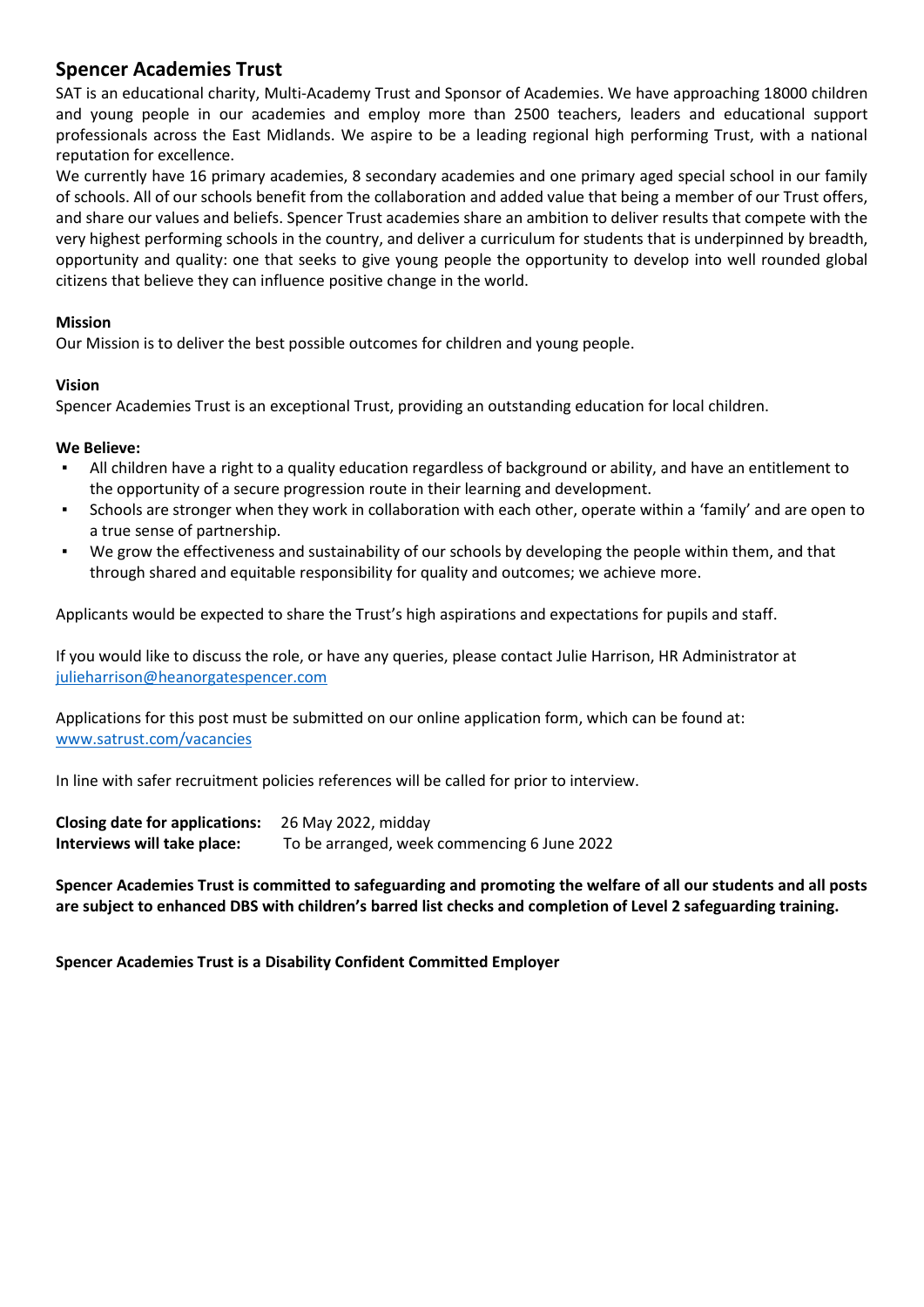## Spencer Academies Trust

SAT is an educational charity, Multi-Academy Trust and Sponsor of Academies. We have approaching 18000 children and young people in our academies and employ more than 2500 teachers, leaders and educational support professionals across the East Midlands. We aspire to be a leading regional high performing Trust, with a national reputation for excellence.

We currently have 16 primary academies, 8 secondary academies and one primary aged special school in our family of schools. All of our schools benefit from the collaboration and added value that being a member of our Trust offers, and share our values and beliefs. Spencer Trust academies share an ambition to deliver results that compete with the very highest performing schools in the country, and deliver a curriculum for students that is underpinned by breadth, opportunity and quality: one that seeks to give young people the opportunity to develop into well rounded global citizens that believe they can influence positive change in the world.

**Mission**

Our Mission is to deliver the best possible outcomes for children and young people.

**Vision**

Spencer Academies Trust is an exceptional Trust, providing an outstanding education for local children.

**We Believe:**

- All children have a right to a quality education regardless of background or ability, and have an entitlement to the opportunity of a secure progression route in their learning and development.
- Schools are stronger when they work in collaboration with each other, operate within a 'family' and are open to a true sense of partnership.
- We grow the effectiveness and sustainability of our schools by developing the people within them, and that through shared and equitable responsibility for quality and outcomes; we achieve more.

Applicants would be expected to share the Trust's high aspirations and expectations for pupils and staff.

If you would like to discuss the role, or have any queries, please contact Julie Harrison, HR Administrator at [julieharrison@heanorgatespencer.com](mailto:julieharrison@heanorgatespencer.com)

Applications for this post must be submitted on our online application form, which can be found at: [www.satrust.com/vacancies](http://www.satrust.com/vacancies)

In line with safer recruitment policies references will be called for prior to interview.

**Closing date for applications:** 26 May 2022, midday
**Interviews will take place:** To be arranged, week commencing 6 June 2022

**Spencer Academies Trust is committed to safeguarding and promoting the welfare of all our students and all posts are subject to enhanced DBS with children's barred list checks and completion of Level 2 safeguarding training.**

**Spencer Academies Trust is a Disability Confident Committed Employer**